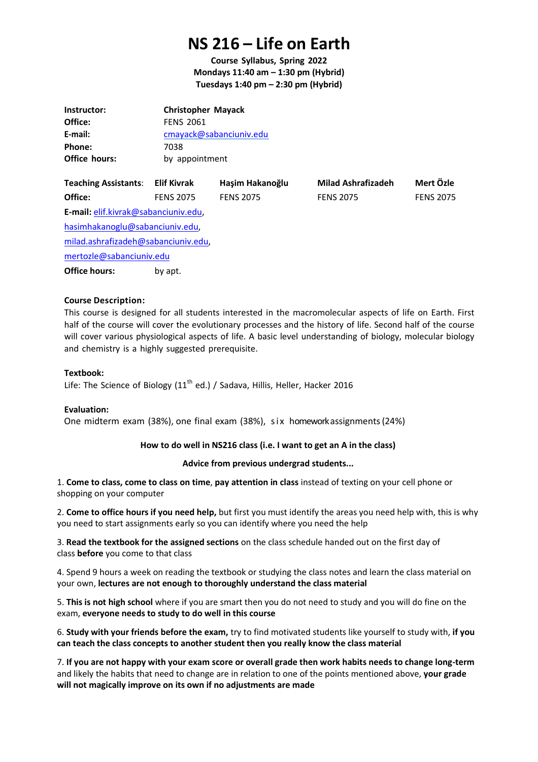# NS 216 – Life on Earth

**Course Syllabus, Spring 2022**
**Mondays 11:40 am – 1:30 pm (Hybrid)**
**Tuesdays 1:40 pm – 2:30 pm (Hybrid)**

| | |
|---|---|
| **Instructor:** | **Christopher Mayack** |
| **Office:** | FENS 2061 |
| **E-mail:** | cmayack@sabanciuniv.edu |
| **Phone:** | 7038 |
| **Office hours:** | by appointment |

| **Teaching Assistants**: | **Elif Kivrak** | **Haşim Hakanoğlu** | **Milad Ashrafizadeh** | **Mert Özle** |
|---|---|---|---|---|
| **Office:** | FENS 2075 | FENS 2075 | FENS 2075 | FENS 2075 |

**E-mail:** elif.kivrak@sabanciuniv.edu, hasimhakanoglu@sabanciuniv.edu, milad.ashrafizadeh@sabanciuniv.edu, mertozle@sabanciuniv.edu

**Office hours:** by apt.

**Course Description:**
This course is designed for all students interested in the macromolecular aspects of life on Earth. First half of the course will cover the evolutionary processes and the history of life. Second half of the course will cover various physiological aspects of life. A basic level understanding of biology, molecular biology and chemistry is a highly suggested prerequisite.

**Textbook:**
Life: The Science of Biology (11th ed.) / Sadava, Hillis, Heller, Hacker 2016

**Evaluation:**
One midterm exam (38%), one final exam (38%), six homework assignments (24%)

**How to do well in NS216 class (i.e. I want to get an A in the class)**

**Advice from previous undergrad students...**

1. **Come to class, come to class on time**, **pay attention in class** instead of texting on your cell phone or shopping on your computer

2. **Come to office hours if you need help,** but first you must identify the areas you need help with, this is why you need to start assignments early so you can identify where you need the help

3. **Read the textbook for the assigned sections** on the class schedule handed out on the first day of class **before** you come to that class

4. Spend 9 hours a week on reading the textbook or studying the class notes and learn the class material on your own, **lectures are not enough to thoroughly understand the class material**

5. **This is not high school** where if you are smart then you do not need to study and you will do fine on the exam, **everyone needs to study to do well in this course**

6. **Study with your friends before the exam,** try to find motivated students like yourself to study with, **if you can teach the class concepts to another student then you really know the class material**

7. **If you are not happy with your exam score or overall grade then work habits needs to change long-term** and likely the habits that need to change are in relation to one of the points mentioned above, **your grade will not magically improve on its own if no adjustments are made**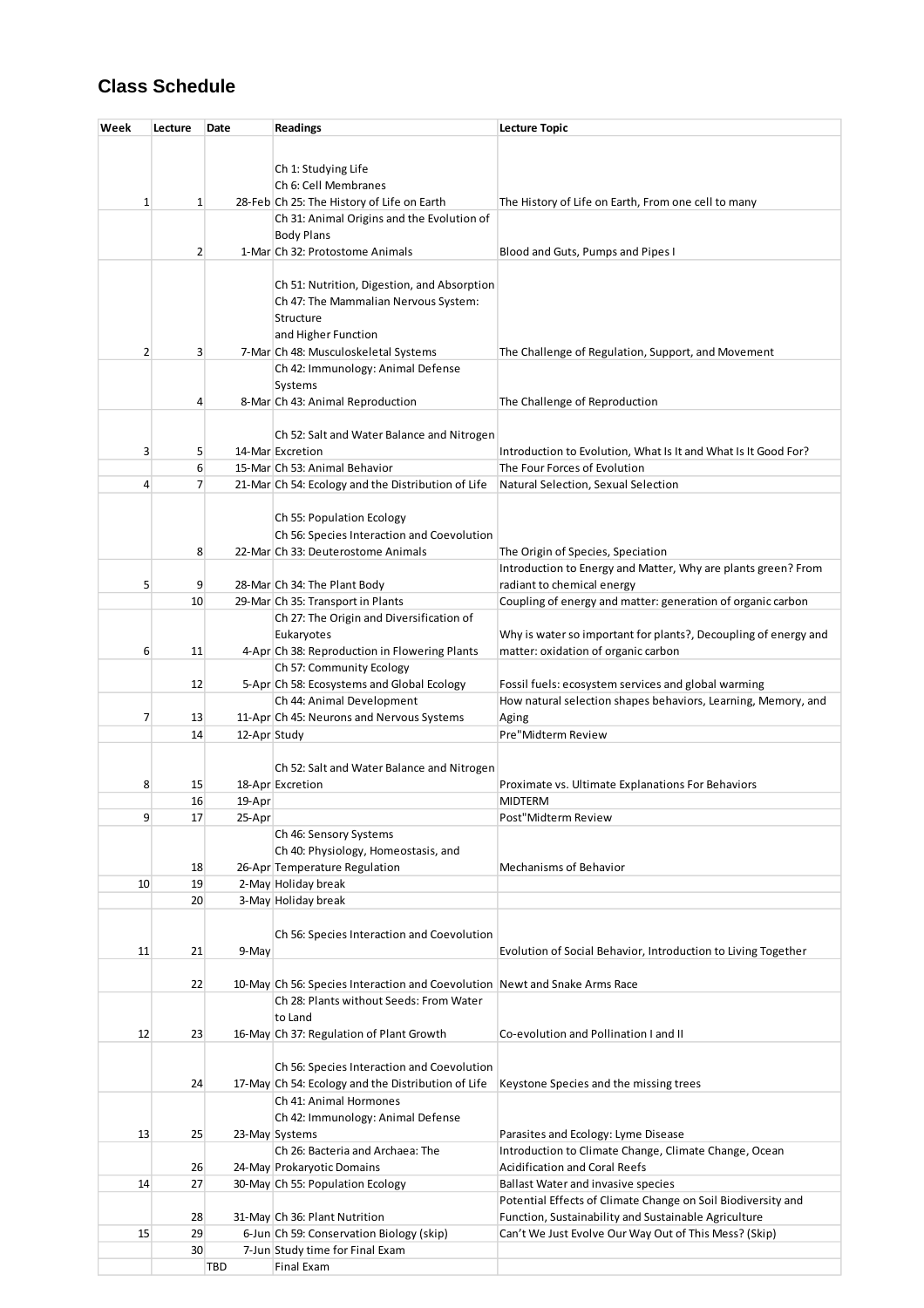## Class Schedule

| Week | Lecture | Date | Readings | Lecture Topic |
|---|---|---|---|---|
| 1 | 1 | 28-Feb | Ch 1: Studying Life<br>Ch 6: Cell Membranes<br>Ch 25: The History of Life on Earth | The History of Life on Earth, From one cell to many |
| | 2 | 1-Mar | Ch 31: Animal Origins and the Evolution of Body Plans<br>Ch 32: Protostome Animals | Blood and Guts, Pumps and Pipes I |
| 2 | 3 | 7-Mar | Ch 51: Nutrition, Digestion, and Absorption<br>Ch 47: The Mammalian Nervous System: Structure<br>and Higher Function<br>Ch 48: Musculoskeletal Systems | The Challenge of Regulation, Support, and Movement |
| | 4 | 8-Mar | Ch 42: Immunology: Animal Defense Systems<br>Ch 43: Animal Reproduction | The Challenge of Reproduction |
| 3 | 5 | 14-Mar | Ch 52: Salt and Water Balance and Nitrogen Excretion | Introduction to Evolution, What Is It and What Is It Good For? |
| | 6 | 15-Mar | Ch 53: Animal Behavior | The Four Forces of Evolution |
| 4 | 7 | 21-Mar | Ch 54: Ecology and the Distribution of Life | Natural Selection, Sexual Selection |
| | 8 | 22-Mar | Ch 55: Population Ecology<br>Ch 56: Species Interaction and Coevolution<br>Ch 33: Deuterostome Animals | The Origin of Species, Speciation |
| 5 | 9 | 28-Mar | Ch 34: The Plant Body | Introduction to Energy and Matter, Why are plants green? From radiant to chemical energy |
| | 10 | 29-Mar | Ch 35: Transport in Plants | Coupling of energy and matter: generation of organic carbon |
| 6 | 11 | 4-Apr | Ch 27: The Origin and Diversification of Eukaryotes<br>Ch 38: Reproduction in Flowering Plants | Why is water so important for plants?, Decoupling of energy and matter: oxidation of organic carbon |
| | 12 | 5-Apr | Ch 57: Community Ecology<br>Ch 58: Ecosystems and Global Ecology | Fossil fuels: ecosystem services and global warming |
| 7 | 13 | 11-Apr | Ch 44: Animal Development<br>Ch 45: Neurons and Nervous Systems | How natural selection shapes behaviors, Learning, Memory, and Aging |
| | 14 | 12-Apr | Study | Pre"Midterm Review |
| 8 | 15 | 18-Apr | Ch 52: Salt and Water Balance and Nitrogen Excretion | Proximate vs. Ultimate Explanations For Behaviors |
| | 16 | 19-Apr | | MIDTERM |
| 9 | 17 | 25-Apr | | Post"Midterm Review |
| | 18 | 26-Apr | Ch 46: Sensory Systems<br>Ch 40: Physiology, Homeostasis, and Temperature Regulation | Mechanisms of Behavior |
| 10 | 19 | 2-May | Holiday break | |
| | 20 | 3-May | Holiday break | |
| 11 | 21 | 9-May | Ch 56: Species Interaction and Coevolution | Evolution of Social Behavior, Introduction to Living Together |
| | 22 | 10-May | Ch 56: Species Interaction and Coevolution | Newt and Snake Arms Race |
| 12 | 23 | 16-May | Ch 28: Plants without Seeds: From Water to Land<br>Ch 37: Regulation of Plant Growth | Co-evolution and Pollination I and II |
| | 24 | 17-May | Ch 56: Species Interaction and Coevolution<br>Ch 54: Ecology and the Distribution of Life | Keystone Species and the missing trees |
| 13 | 25 | 23-May | Ch 41: Animal Hormones<br>Ch 42: Immunology: Animal Defense Systems | Parasites and Ecology: Lyme Disease |
| | 26 | 24-May | Ch 26: Bacteria and Archaea: The Prokaryotic Domains | Introduction to Climate Change, Climate Change, Ocean Acidification and Coral Reefs |
| 14 | 27 | 30-May | Ch 55: Population Ecology | Ballast Water and invasive species |
| | 28 | 31-May | Ch 36: Plant Nutrition | Potential Effects of Climate Change on Soil Biodiversity and Function, Sustainability and Sustainable Agriculture |
| 15 | 29 | 6-Jun | Ch 59: Conservation Biology (skip) | Can't We Just Evolve Our Way Out of This Mess? (Skip) |
| | 30 | 7-Jun | Study time for Final Exam | |
| | | TBD | Final Exam | |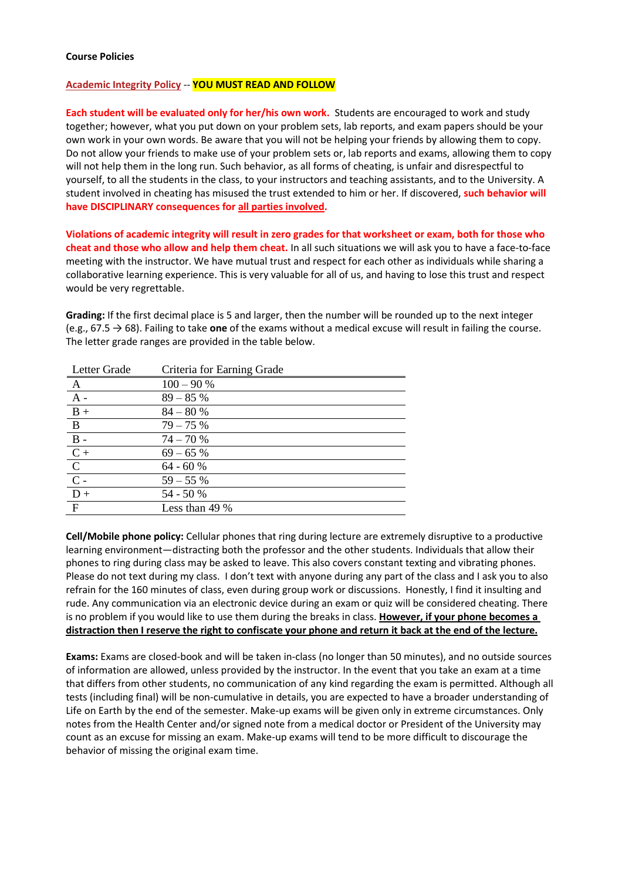**Course Policies**

**Academic Integrity Policy** -- **YOU MUST READ AND FOLLOW**

**Each student will be evaluated only for her/his own work.** Students are encouraged to work and study together; however, what you put down on your problem sets, lab reports, and exam papers should be your own work in your own words. Be aware that you will not be helping your friends by allowing them to copy. Do not allow your friends to make use of your problem sets or, lab reports and exams, allowing them to copy will not help them in the long run. Such behavior, as all forms of cheating, is unfair and disrespectful to yourself, to all the students in the class, to your instructors and teaching assistants, and to the University. A student involved in cheating has misused the trust extended to him or her. If discovered, **such behavior will have DISCIPLINARY consequences for all parties involved.**

**Violations of academic integrity will result in zero grades for that worksheet or exam, both for those who cheat and those who allow and help them cheat.** In all such situations we will ask you to have a face-to-face meeting with the instructor. We have mutual trust and respect for each other as individuals while sharing a collaborative learning experience. This is very valuable for all of us, and having to lose this trust and respect would be very regrettable.

**Grading:** If the first decimal place is 5 and larger, then the number will be rounded up to the next integer (e.g., 67.5 → 68). Failing to take **one** of the exams without a medical excuse will result in failing the course. The letter grade ranges are provided in the table below.

| Letter Grade | Criteria for Earning Grade |
|---|---|
| A | 100 – 90 % |
| A - | 89 – 85 % |
| B + | 84 – 80 % |
| B | 79 – 75 % |
| B - | 74 – 70 % |
| C + | 69 – 65 % |
| C | 64 - 60 % |
| C - | 59 – 55 % |
| D + | 54 - 50 % |
| F | Less than 49 % |

**Cell/Mobile phone policy:** Cellular phones that ring during lecture are extremely disruptive to a productive learning environment—distracting both the professor and the other students. Individuals that allow their phones to ring during class may be asked to leave. This also covers constant texting and vibrating phones. Please do not text during my class. I don't text with anyone during any part of the class and I ask you to also refrain for the 160 minutes of class, even during group work or discussions. Honestly, I find it insulting and rude. Any communication via an electronic device during an exam or quiz will be considered cheating. There is no problem if you would like to use them during the breaks in class. **However, if your phone becomes a distraction then I reserve the right to confiscate your phone and return it back at the end of the lecture.**

**Exams:** Exams are closed-book and will be taken in-class (no longer than 50 minutes), and no outside sources of information are allowed, unless provided by the instructor. In the event that you take an exam at a time that differs from other students, no communication of any kind regarding the exam is permitted. Although all tests (including final) will be non-cumulative in details, you are expected to have a broader understanding of Life on Earth by the end of the semester. Make-up exams will be given only in extreme circumstances. Only notes from the Health Center and/or signed note from a medical doctor or President of the University may count as an excuse for missing an exam. Make-up exams will tend to be more difficult to discourage the behavior of missing the original exam time.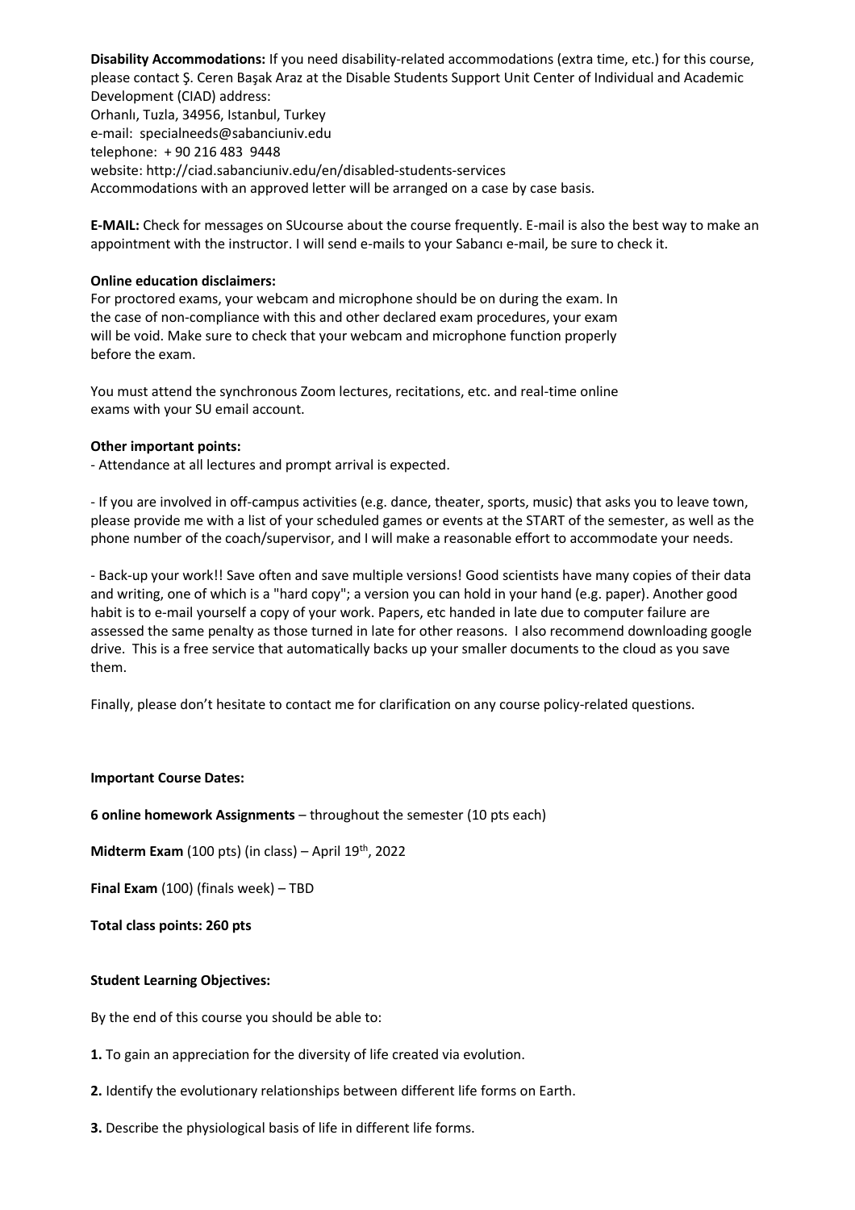**Disability Accommodations:** If you need disability-related accommodations (extra time, etc.) for this course, please contact Ş. Ceren Başak Araz at the Disable Students Support Unit Center of Individual and Academic Development (CIAD) address:
Orhanlı, Tuzla, 34956, Istanbul, Turkey
e-mail: specialneeds@sabanciuniv.edu
telephone: + 90 216 483 9448
website: http://ciad.sabanciuniv.edu/en/disabled-students-services
Accommodations with an approved letter will be arranged on a case by case basis.

**E-MAIL:** Check for messages on SUcourse about the course frequently. E-mail is also the best way to make an appointment with the instructor. I will send e-mails to your Sabancı e-mail, be sure to check it.

**Online education disclaimers:**
For proctored exams, your webcam and microphone should be on during the exam. In the case of non-compliance with this and other declared exam procedures, your exam will be void. Make sure to check that your webcam and microphone function properly before the exam.

You must attend the synchronous Zoom lectures, recitations, etc. and real-time online exams with your SU email account.

**Other important points:**
- Attendance at all lectures and prompt arrival is expected.

- If you are involved in off-campus activities (e.g. dance, theater, sports, music) that asks you to leave town, please provide me with a list of your scheduled games or events at the START of the semester, as well as the phone number of the coach/supervisor, and I will make a reasonable effort to accommodate your needs.

- Back-up your work!! Save often and save multiple versions! Good scientists have many copies of their data and writing, one of which is a "hard copy"; a version you can hold in your hand (e.g. paper). Another good habit is to e-mail yourself a copy of your work. Papers, etc handed in late due to computer failure are assessed the same penalty as those turned in late for other reasons. I also recommend downloading google drive. This is a free service that automatically backs up your smaller documents to the cloud as you save them.

Finally, please don't hesitate to contact me for clarification on any course policy-related questions.

**Important Course Dates:**

**6 online homework Assignments** – throughout the semester (10 pts each)

**Midterm Exam** (100 pts) (in class) – April 19th, 2022

**Final Exam** (100) (finals week) – TBD

**Total class points: 260 pts**

**Student Learning Objectives:**

By the end of this course you should be able to:

**1.** To gain an appreciation for the diversity of life created via evolution.

**2.** Identify the evolutionary relationships between different life forms on Earth.

**3.** Describe the physiological basis of life in different life forms.